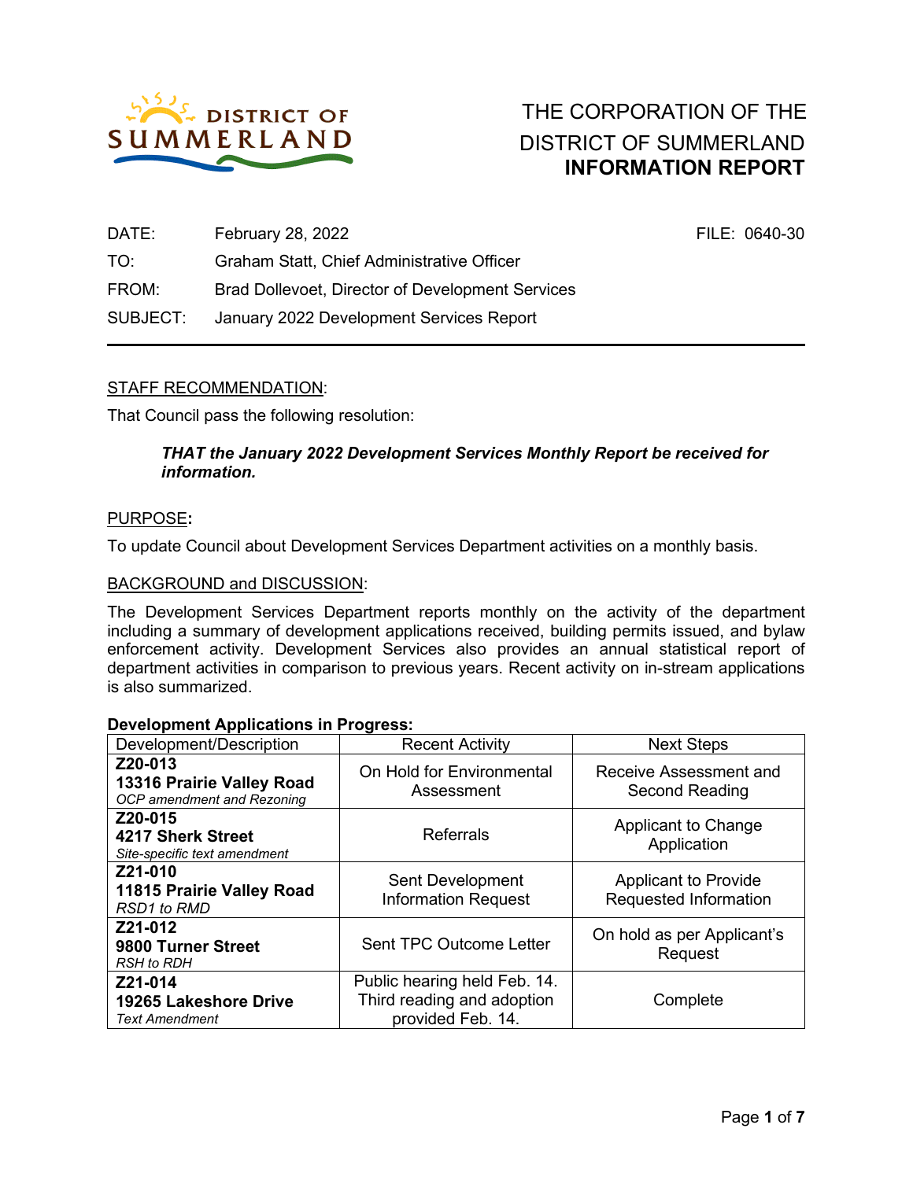DISTRICT OF SUMMERLAND

# THE CORPORATION OF THE DISTRICT OF SUMMERLAND
## INFORMATION REPORT

| | | |
|---|---|---|
| DATE: | February 28, 2022 | FILE: 0640-30 |
| TO: | Graham Statt, Chief Administrative Officer | |
| FROM: | Brad Dollevoet, Director of Development Services | |
| SUBJECT: | January 2022 Development Services Report | |

STAFF RECOMMENDATION:

That Council pass the following resolution:

> ***THAT the January 2022 Development Services Monthly Report be received for information.***

PURPOSE**:**

To update Council about Development Services Department activities on a monthly basis.

BACKGROUND and DISCUSSION:

The Development Services Department reports monthly on the activity of the department including a summary of development applications received, building permits issued, and bylaw enforcement activity. Development Services also provides an annual statistical report of department activities in comparison to previous years. Recent activity on in-stream applications is also summarized.

**Development Applications in Progress:**

| Development/Description | Recent Activity | Next Steps |
|---|---|---|
| **Z20-013**<br>**13316 Prairie Valley Road**<br>*OCP amendment and Rezoning* | On Hold for Environmental Assessment | Receive Assessment and Second Reading |
| **Z20-015**<br>**4217 Sherk Street**<br>*Site-specific text amendment* | Referrals | Applicant to Change Application |
| **Z21-010**<br>**11815 Prairie Valley Road**<br>*RSD1 to RMD* | Sent Development Information Request | Applicant to Provide Requested Information |
| **Z21-012**<br>**9800 Turner Street**<br>*RSH to RDH* | Sent TPC Outcome Letter | On hold as per Applicant's Request |
| **Z21-014**<br>**19265 Lakeshore Drive**<br>*Text Amendment* | Public hearing held Feb. 14. Third reading and adoption provided Feb. 14. | Complete |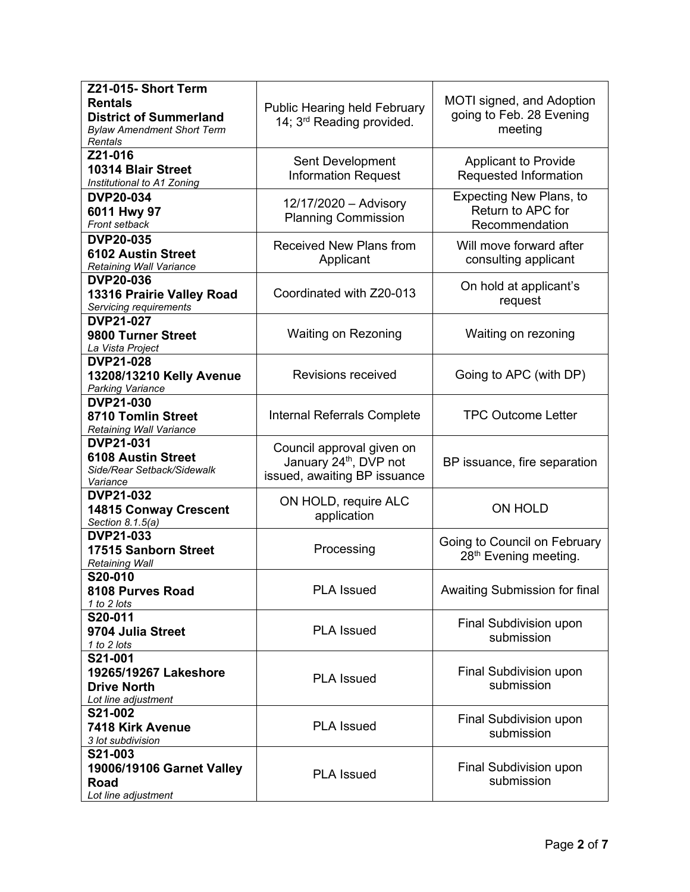| | | |
|---|---|---|
| **Z21-015- Short Term Rentals**<br>**District of Summerland**<br>*Bylaw Amendment Short Term Rentals* | Public Hearing held February 14; 3rd Reading provided. | MOTI signed, and Adoption going to Feb. 28 Evening meeting |
| **Z21-016**<br>**10314 Blair Street**<br>*Institutional to A1 Zoning* | Sent Development Information Request | Applicant to Provide Requested Information |
| **DVP20-034**<br>**6011 Hwy 97**<br>*Front setback* | 12/17/2020 – Advisory Planning Commission | Expecting New Plans, to Return to APC for Recommendation |
| **DVP20-035**<br>**6102 Austin Street**<br>*Retaining Wall Variance* | Received New Plans from Applicant | Will move forward after consulting applicant |
| **DVP20-036**<br>**13316 Prairie Valley Road**<br>*Servicing requirements* | Coordinated with Z20-013 | On hold at applicant's request |
| **DVP21-027**<br>**9800 Turner Street**<br>*La Vista Project* | Waiting on Rezoning | Waiting on rezoning |
| **DVP21-028**<br>**13208/13210 Kelly Avenue**<br>*Parking Variance* | Revisions received | Going to APC (with DP) |
| **DVP21-030**<br>**8710 Tomlin Street**<br>*Retaining Wall Variance* | Internal Referrals Complete | TPC Outcome Letter |
| **DVP21-031**<br>**6108 Austin Street**<br>*Side/Rear Setback/Sidewalk Variance* | Council approval given on January 24th, DVP not issued, awaiting BP issuance | BP issuance, fire separation |
| **DVP21-032**<br>**14815 Conway Crescent**<br>*Section 8.1.5(a)* | ON HOLD, require ALC application | ON HOLD |
| **DVP21-033**<br>**17515 Sanborn Street**<br>*Retaining Wall* | Processing | Going to Council on February 28th Evening meeting. |
| **S20-010**<br>**8108 Purves Road**<br>*1 to 2 lots* | PLA Issued | Awaiting Submission for final |
| **S20-011**<br>**9704 Julia Street**<br>*1 to 2 lots* | PLA Issued | Final Subdivision upon submission |
| **S21-001**<br>**19265/19267 Lakeshore Drive North**<br>*Lot line adjustment* | PLA Issued | Final Subdivision upon submission |
| **S21-002**<br>**7418 Kirk Avenue**<br>*3 lot subdivision* | PLA Issued | Final Subdivision upon submission |
| **S21-003**<br>**19006/19106 Garnet Valley Road**<br>*Lot line adjustment* | PLA Issued | Final Subdivision upon submission |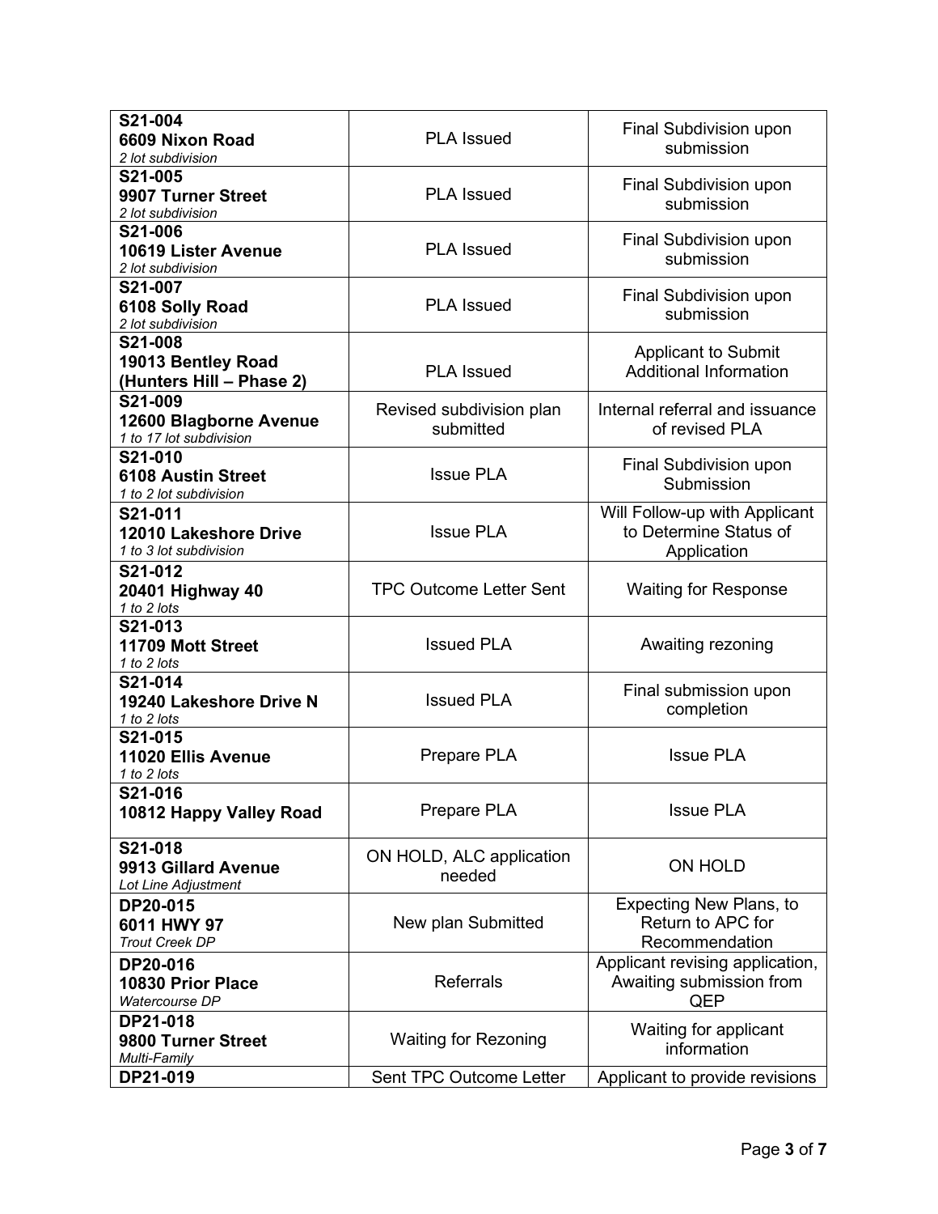| | | |
|---|---|---|
| **S21-004**<br>**6609 Nixon Road**<br>*2 lot subdivision* | PLA Issued | Final Subdivision upon submission |
| **S21-005**<br>**9907 Turner Street**<br>*2 lot subdivision* | PLA Issued | Final Subdivision upon submission |
| **S21-006**<br>**10619 Lister Avenue**<br>*2 lot subdivision* | PLA Issued | Final Subdivision upon submission |
| **S21-007**<br>**6108 Solly Road**<br>*2 lot subdivision* | PLA Issued | Final Subdivision upon submission |
| **S21-008**<br>**19013 Bentley Road (Hunters Hill – Phase 2)** | PLA Issued | Applicant to Submit Additional Information |
| **S21-009**<br>**12600 Blagborne Avenue**<br>*1 to 17 lot subdivision* | Revised subdivision plan submitted | Internal referral and issuance of revised PLA |
| **S21-010**<br>**6108 Austin Street**<br>*1 to 2 lot subdivision* | Issue PLA | Final Subdivision upon Submission |
| **S21-011**<br>**12010 Lakeshore Drive**<br>*1 to 3 lot subdivision* | Issue PLA | Will Follow-up with Applicant to Determine Status of Application |
| **S21-012**<br>**20401 Highway 40**<br>*1 to 2 lots* | TPC Outcome Letter Sent | Waiting for Response |
| **S21-013**<br>**11709 Mott Street**<br>*1 to 2 lots* | Issued PLA | Awaiting rezoning |
| **S21-014**<br>**19240 Lakeshore Drive N**<br>*1 to 2 lots* | Issued PLA | Final submission upon completion |
| **S21-015**<br>**11020 Ellis Avenue**<br>*1 to 2 lots* | Prepare PLA | Issue PLA |
| **S21-016**<br>**10812 Happy Valley Road** | Prepare PLA | Issue PLA |
| **S21-018**<br>**9913 Gillard Avenue**<br>*Lot Line Adjustment* | ON HOLD, ALC application needed | ON HOLD |
| **DP20-015**<br>**6011 HWY 97**<br>*Trout Creek DP* | New plan Submitted | Expecting New Plans, to Return to APC for Recommendation |
| **DP20-016**<br>**10830 Prior Place**<br>*Watercourse DP* | Referrals | Applicant revising application, Awaiting submission from QEP |
| **DP21-018**<br>**9800 Turner Street**<br>*Multi-Family* | Waiting for Rezoning | Waiting for applicant information |
| **DP21-019** | Sent TPC Outcome Letter | Applicant to provide revisions |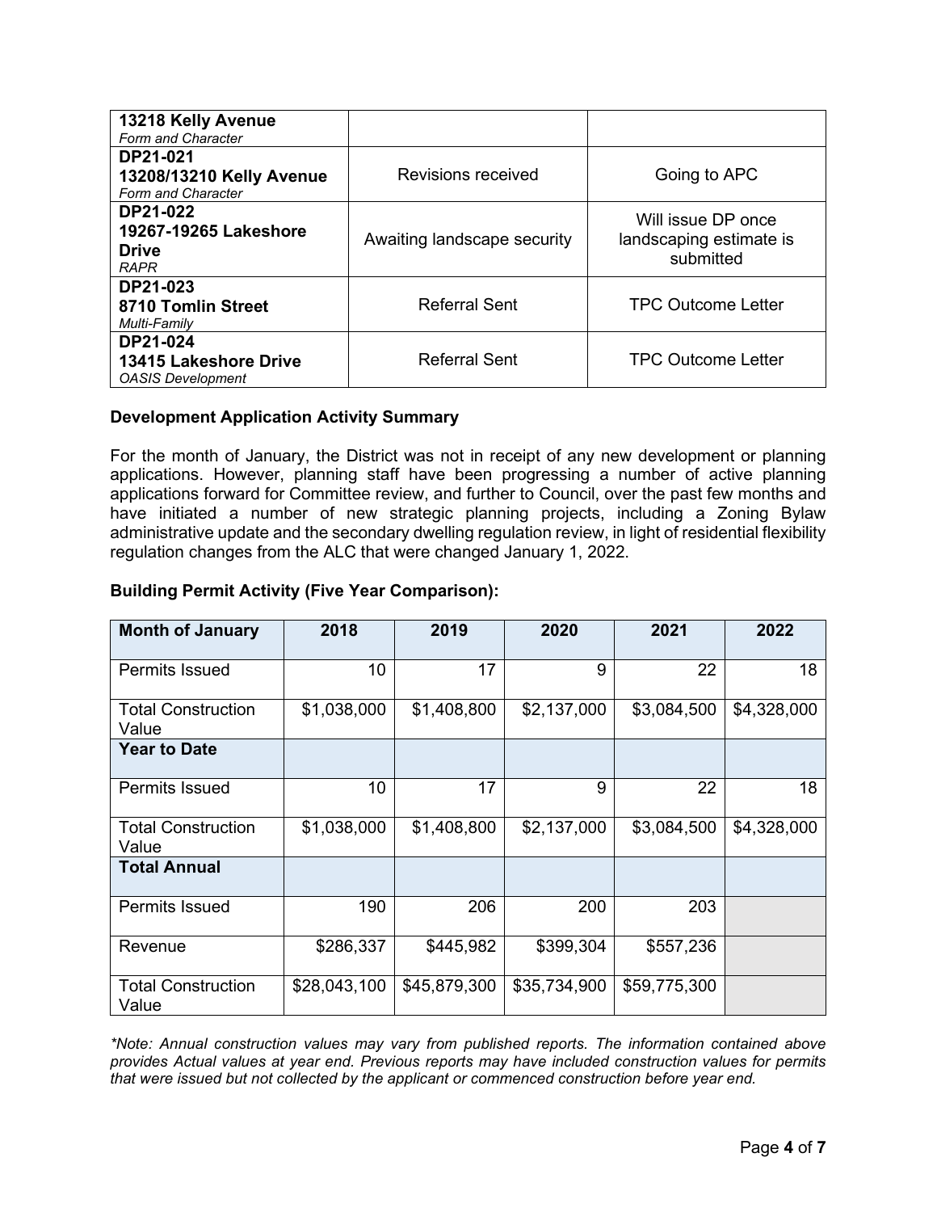| | | |
|---|---|---|
| **13218 Kelly Avenue**<br>*Form and Character* | | |
| **DP21-021**<br>**13208/13210 Kelly Avenue**<br>*Form and Character* | Revisions received | Going to APC |
| **DP21-022**<br>**19267-19265 Lakeshore Drive**<br>*RAPR* | Awaiting landscape security | Will issue DP once landscaping estimate is submitted |
| **DP21-023**<br>**8710 Tomlin Street**<br>*Multi-Family* | Referral Sent | TPC Outcome Letter |
| **DP21-024**<br>**13415 Lakeshore Drive**<br>*OASIS Development* | Referral Sent | TPC Outcome Letter |

**Development Application Activity Summary**

For the month of January, the District was not in receipt of any new development or planning applications. However, planning staff have been progressing a number of active planning applications forward for Committee review, and further to Council, over the past few months and have initiated a number of new strategic planning projects, including a Zoning Bylaw administrative update and the secondary dwelling regulation review, in light of residential flexibility regulation changes from the ALC that were changed January 1, 2022.

**Building Permit Activity (Five Year Comparison):**

| **Month of January** | **2018** | **2019** | **2020** | **2021** | **2022** |
|---|---|---|---|---|---|
| Permits Issued | 10 | 17 | 9 | 22 | 18 |
| Total Construction Value | $1,038,000 | $1,408,800 | $2,137,000 | $3,084,500 | $4,328,000 |
| **Year to Date** | | | | | |
| Permits Issued | 10 | 17 | 9 | 22 | 18 |
| Total Construction Value | $1,038,000 | $1,408,800 | $2,137,000 | $3,084,500 | $4,328,000 |
| **Total Annual** | | | | | |
| Permits Issued | 190 | 206 | 200 | 203 | |
| Revenue | $286,337 | $445,982 | $399,304 | $557,236 | |
| Total Construction Value | $28,043,100 | $45,879,300 | $35,734,900 | $59,775,300 | |

*\*Note: Annual construction values may vary from published reports. The information contained above provides Actual values at year end. Previous reports may have included construction values for permits that were issued but not collected by the applicant or commenced construction before year end.*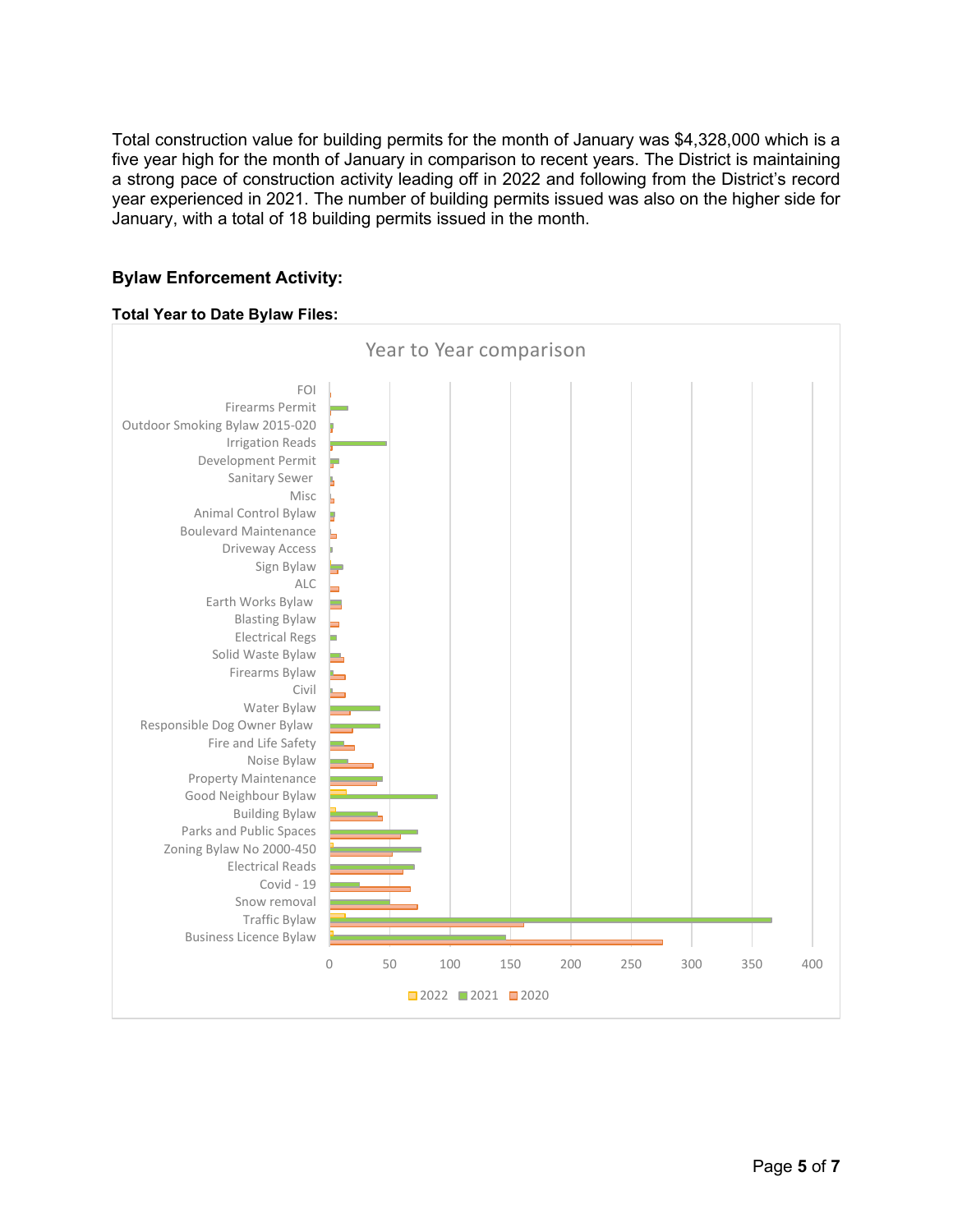Total construction value for building permits for the month of January was $4,328,000 which is a five year high for the month of January in comparison to recent years. The District is maintaining a strong pace of construction activity leading off in 2022 and following from the District's record year experienced in 2021. The number of building permits issued was also on the higher side for January, with a total of 18 building permits issued in the month.

## Bylaw Enforcement Activity:

**Total Year to Date Bylaw Files:**

Year to Year comparison

FOI
Firearms Permit
Outdoor Smoking Bylaw 2015-020
Irrigation Reads
Development Permit
Sanitary Sewer
Misc
Animal Control Bylaw
Boulevard Maintenance
Driveway Access
Sign Bylaw
ALC
Earth Works Bylaw
Blasting Bylaw
Electrical Regs
Solid Waste Bylaw
Firearms Bylaw
Civil
Water Bylaw
Responsible Dog Owner Bylaw
Fire and Life Safety
Noise Bylaw
Property Maintenance
Good Neighbour Bylaw
Building Bylaw
Parks and Public Spaces
Zoning Bylaw No 2000-450
Electrical Reads
Covid - 19
Snow removal
Traffic Bylaw
Business Licence Bylaw

0 50 100 150 200 250 300 350 400

2022 2021 2020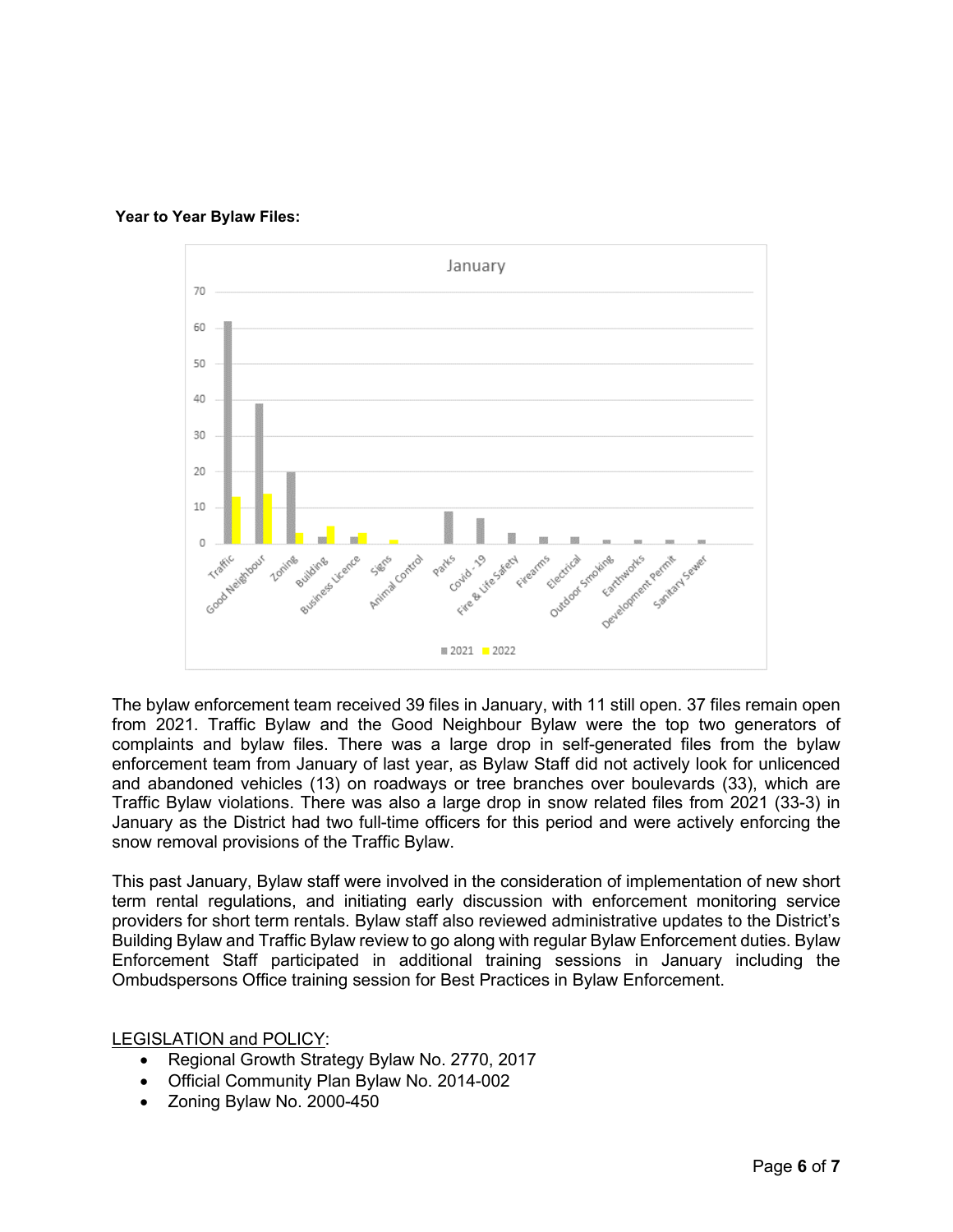**Year to Year Bylaw Files:**

The bylaw enforcement team received 39 files in January, with 11 still open. 37 files remain open from 2021. Traffic Bylaw and the Good Neighbour Bylaw were the top two generators of complaints and bylaw files. There was a large drop in self-generated files from the bylaw enforcement team from January of last year, as Bylaw Staff did not actively look for unlicenced and abandoned vehicles (13) on roadways or tree branches over boulevards (33), which are Traffic Bylaw violations. There was also a large drop in snow related files from 2021 (33-3) in January as the District had two full-time officers for this period and were actively enforcing the snow removal provisions of the Traffic Bylaw.

This past January, Bylaw staff were involved in the consideration of implementation of new short term rental regulations, and initiating early discussion with enforcement monitoring service providers for short term rentals. Bylaw staff also reviewed administrative updates to the District's Building Bylaw and Traffic Bylaw review to go along with regular Bylaw Enforcement duties. Bylaw Enforcement Staff participated in additional training sessions in January including the Ombudspersons Office training session for Best Practices in Bylaw Enforcement.

LEGISLATION and POLICY:

- Regional Growth Strategy Bylaw No. 2770, 2017
- Official Community Plan Bylaw No. 2014-002
- Zoning Bylaw No. 2000-450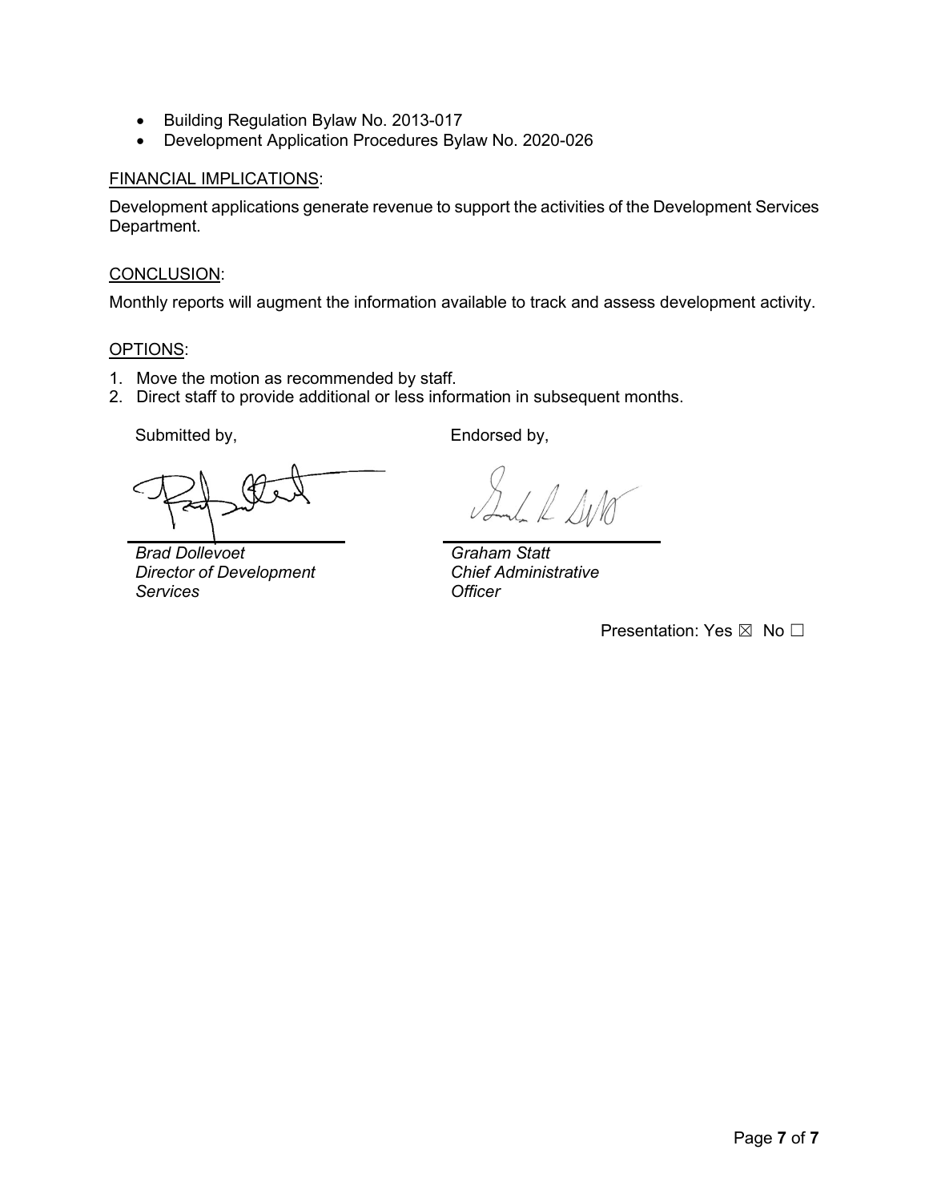- Building Regulation Bylaw No. 2013-017
- Development Application Procedures Bylaw No. 2020-026

FINANCIAL IMPLICATIONS:

Development applications generate revenue to support the activities of the Development Services Department.

CONCLUSION:

Monthly reports will augment the information available to track and assess development activity.

OPTIONS:

1. Move the motion as recommended by staff.
2. Direct staff to provide additional or less information in subsequent months.

Submitted by,

*Brad Dollevoet*
*Director of Development Services*

Endorsed by,

*Graham Statt*
*Chief Administrative Officer*

Presentation: Yes ☒ No ☐